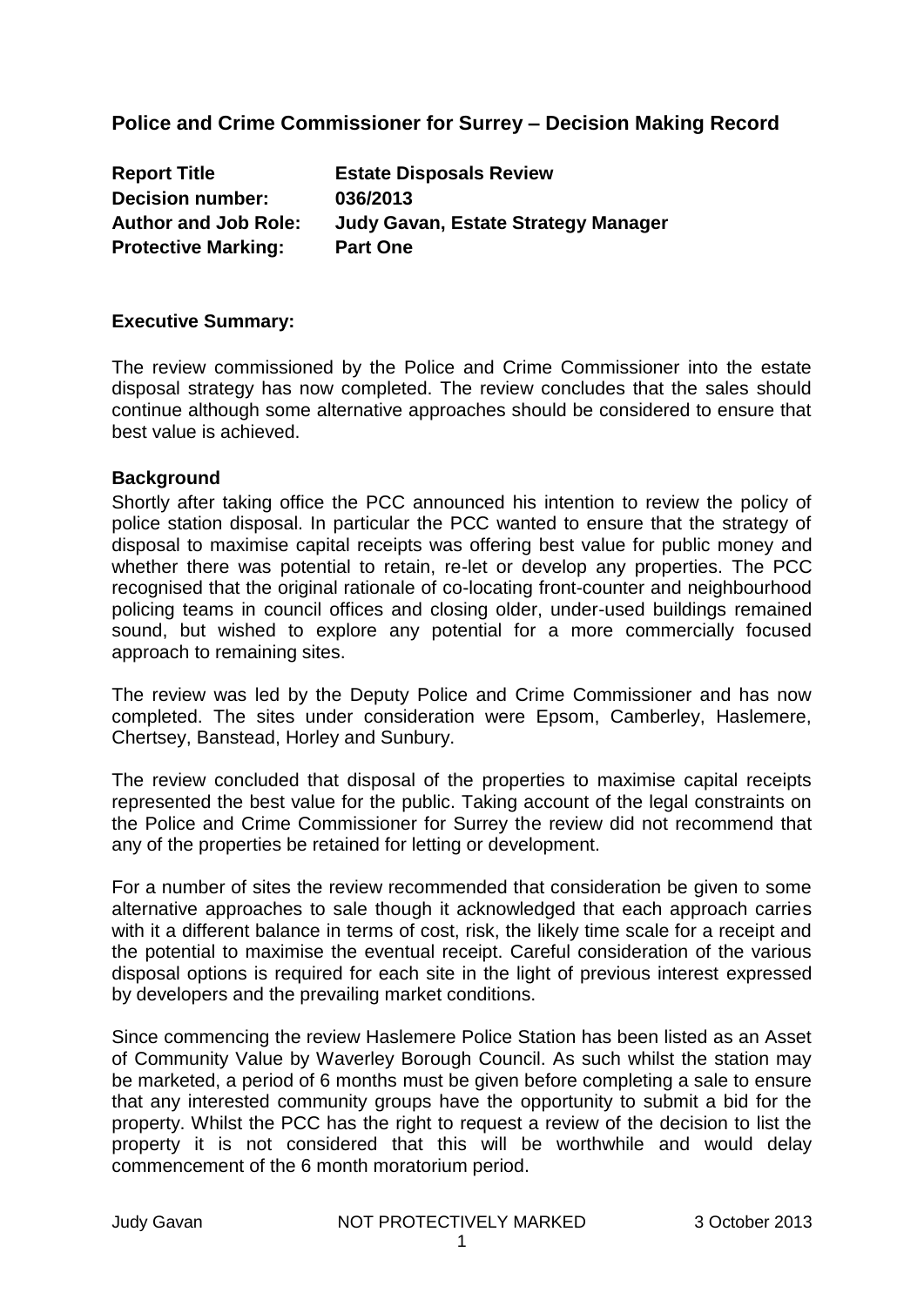## Police and Crime Commissioner for Surrey – Decision Making Record

| | |
|---|---|
| **Report Title** | **Estate Disposals Review** |
| **Decision number:** | **036/2013** |
| **Author and Job Role:** | **Judy Gavan, Estate Strategy Manager** |
| **Protective Marking:** | **Part One** |

**Executive Summary:**

The review commissioned by the Police and Crime Commissioner into the estate disposal strategy has now completed. The review concludes that the sales should continue although some alternative approaches should be considered to ensure that best value is achieved.

**Background**

Shortly after taking office the PCC announced his intention to review the policy of police station disposal. In particular the PCC wanted to ensure that the strategy of disposal to maximise capital receipts was offering best value for public money and whether there was potential to retain, re-let or develop any properties. The PCC recognised that the original rationale of co-locating front-counter and neighbourhood policing teams in council offices and closing older, under-used buildings remained sound, but wished to explore any potential for a more commercially focused approach to remaining sites.

The review was led by the Deputy Police and Crime Commissioner and has now completed. The sites under consideration were Epsom, Camberley, Haslemere, Chertsey, Banstead, Horley and Sunbury.

The review concluded that disposal of the properties to maximise capital receipts represented the best value for the public. Taking account of the legal constraints on the Police and Crime Commissioner for Surrey the review did not recommend that any of the properties be retained for letting or development.

For a number of sites the review recommended that consideration be given to some alternative approaches to sale though it acknowledged that each approach carries with it a different balance in terms of cost, risk, the likely time scale for a receipt and the potential to maximise the eventual receipt. Careful consideration of the various disposal options is required for each site in the light of previous interest expressed by developers and the prevailing market conditions.

Since commencing the review Haslemere Police Station has been listed as an Asset of Community Value by Waverley Borough Council. As such whilst the station may be marketed, a period of 6 months must be given before completing a sale to ensure that any interested community groups have the opportunity to submit a bid for the property. Whilst the PCC has the right to request a review of the decision to list the property it is not considered that this will be worthwhile and would delay commencement of the 6 month moratorium period.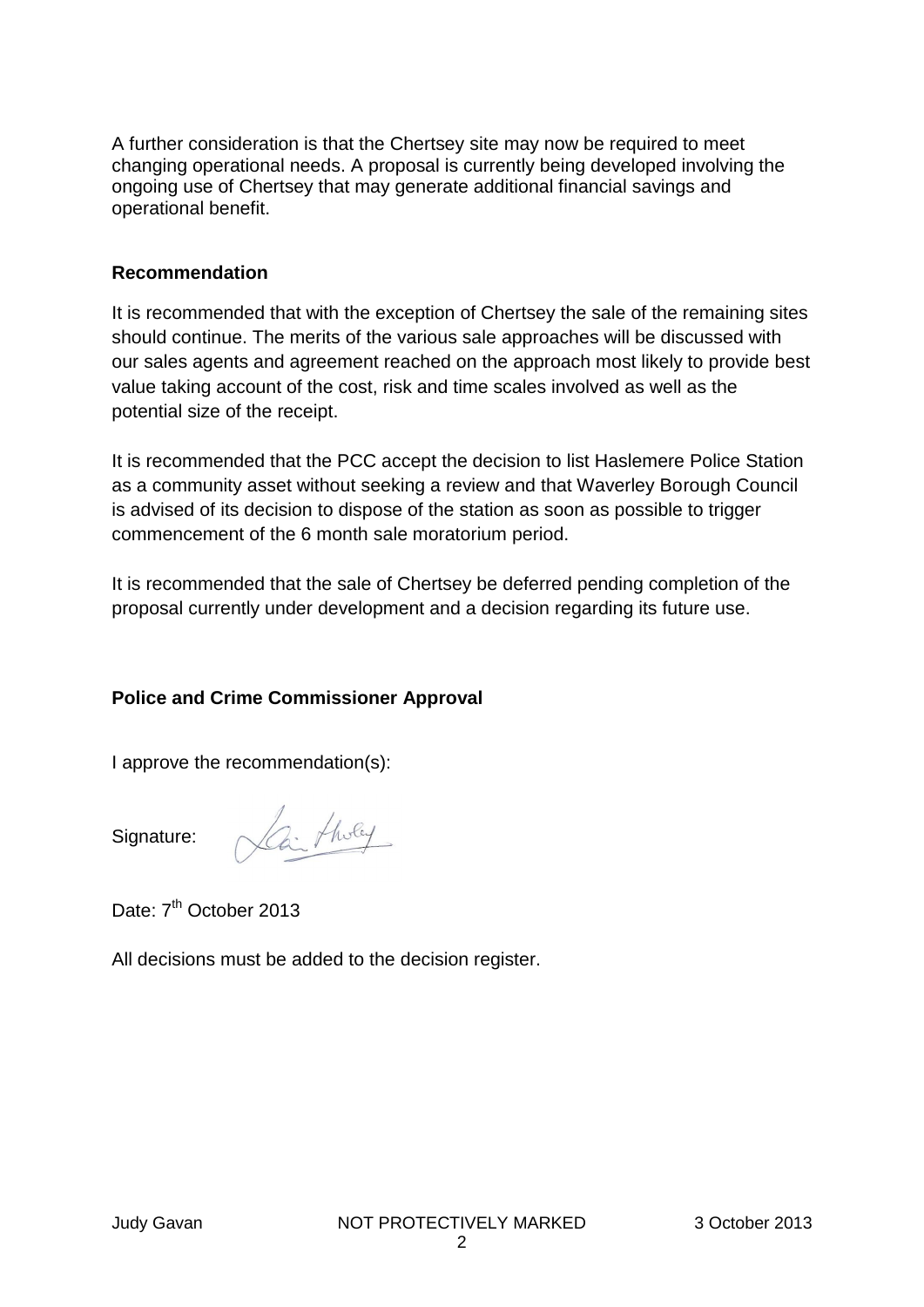A further consideration is that the Chertsey site may now be required to meet changing operational needs. A proposal is currently being developed involving the ongoing use of Chertsey that may generate additional financial savings and operational benefit.

## Recommendation

It is recommended that with the exception of Chertsey the sale of the remaining sites should continue. The merits of the various sale approaches will be discussed with our sales agents and agreement reached on the approach most likely to provide best value taking account of the cost, risk and time scales involved as well as the potential size of the receipt.

It is recommended that the PCC accept the decision to list Haslemere Police Station as a community asset without seeking a review and that Waverley Borough Council is advised of its decision to dispose of the station as soon as possible to trigger commencement of the 6 month sale moratorium period.

It is recommended that the sale of Chertsey be deferred pending completion of the proposal currently under development and a decision regarding its future use.

## Police and Crime Commissioner Approval

I approve the recommendation(s):

Signature: Kevin Hurley

Date: 7th October 2013

All decisions must be added to the decision register.

Judy Gavan NOT PROTECTIVELY MARKED 3 October 2013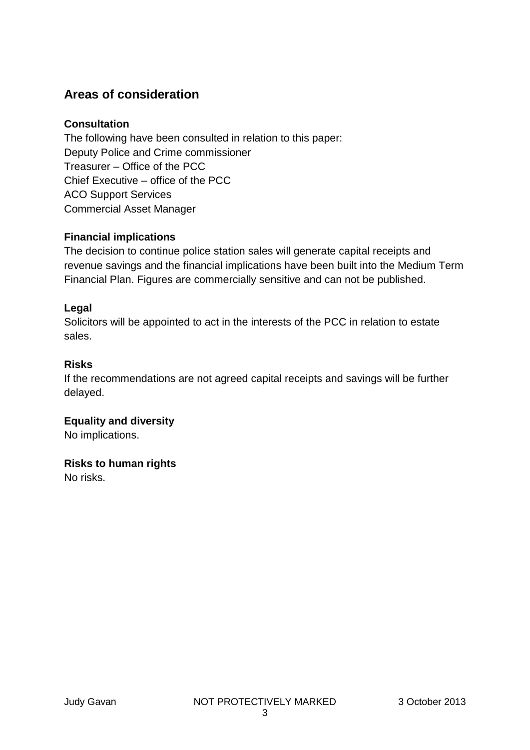## Areas of consideration

**Consultation**
The following have been consulted in relation to this paper:
Deputy Police and Crime commissioner
Treasurer – Office of the PCC
Chief Executive – office of the PCC
ACO Support Services
Commercial Asset Manager

**Financial implications**
The decision to continue police station sales will generate capital receipts and revenue savings and the financial implications have been built into the Medium Term Financial Plan. Figures are commercially sensitive and can not be published.

**Legal**
Solicitors will be appointed to act in the interests of the PCC in relation to estate sales.

**Risks**
If the recommendations are not agreed capital receipts and savings will be further delayed.

**Equality and diversity**
No implications.

**Risks to human rights**
No risks.